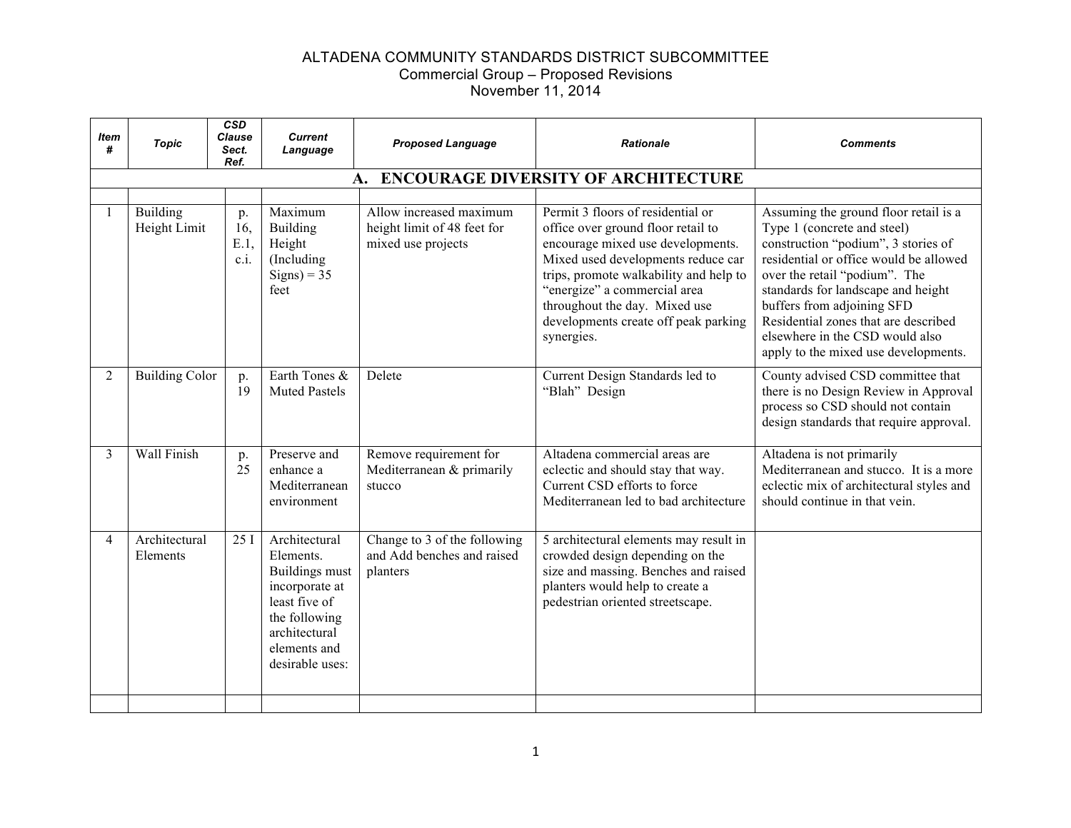# ALTADENA COMMUNITY STANDARDS DISTRICT SUBCOMMITTEE

## Commercial Group – Proposed Revisions

### November 11, 2014

| Item # | Topic | CSD Clause Sect. Ref. | Current Language | Proposed Language | Rationale | Comments |
|---|---|---|---|---|---|---|
| | | | | **A. ENCOURAGE DIVERSITY OF ARCHITECTURE** | | |
| | | | | | | |
| 1 | Building Height Limit | p. 16, E.1, c.i. | Maximum Building Height (Including Signs) = 35 feet | Allow increased maximum height limit of 48 feet for mixed use projects | Permit 3 floors of residential or office over ground floor retail to encourage mixed use developments. Mixed used developments reduce car trips, promote walkability and help to "energize" a commercial area throughout the day. Mixed use developments create off peak parking synergies. | Assuming the ground floor retail is a Type 1 (concrete and steel) construction "podium", 3 stories of residential or office would be allowed over the retail "podium". The standards for landscape and height buffers from adjoining SFD Residential zones that are described elsewhere in the CSD would also apply to the mixed use developments. |
| 2 | Building Color | p. 19 | Earth Tones & Muted Pastels | Delete | Current Design Standards led to "Blah" Design | County advised CSD committee that there is no Design Review in Approval process so CSD should not contain design standards that require approval. |
| 3 | Wall Finish | p. 25 | Preserve and enhance a Mediterranean environment | Remove requirement for Mediterranean & primarily stucco | Altadena commercial areas are eclectic and should stay that way. Current CSD efforts to force Mediterranean led to bad architecture | Altadena is not primarily Mediterranean and stucco. It is a more eclectic mix of architectural styles and should continue in that vein. |
| 4 | Architectural Elements | 25 I | Architectural Elements. Buildings must incorporate at least five of the following architectural elements and desirable uses: | Change to 3 of the following and Add benches and raised planters | 5 architectural elements may result in crowded design depending on the size and massing. Benches and raised planters would help to create a pedestrian oriented streetscape. | |
| | | | | | | |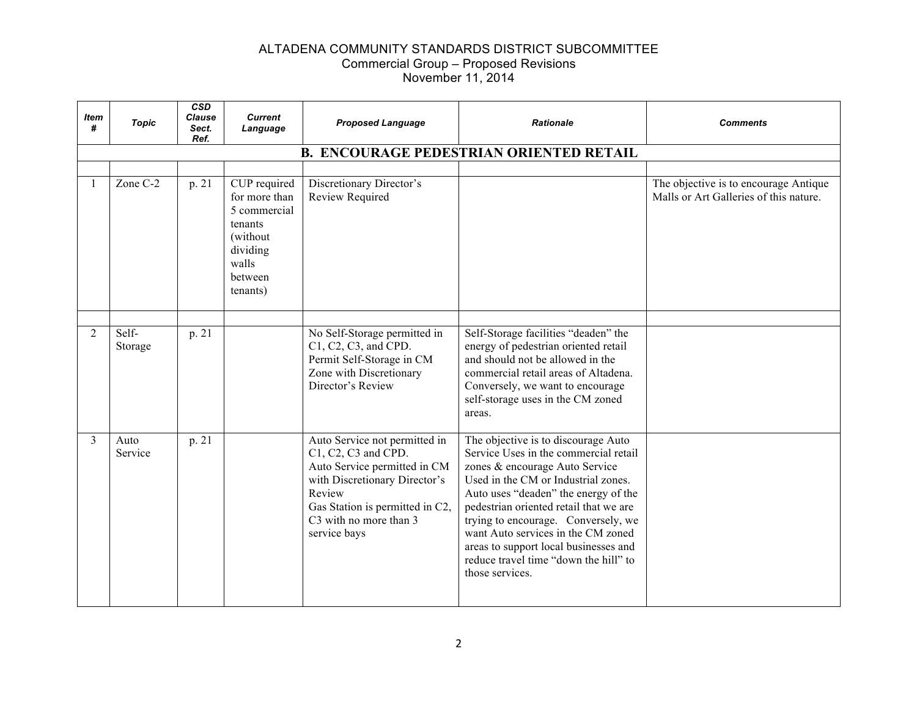# ALTADENA COMMUNITY STANDARDS DISTRICT SUBCOMMITTEE
## Commercial Group – Proposed Revisions
### November 11, 2014

| Item # | Topic | CSD Clause Sect. Ref. | Current Language | Proposed Language | Rationale | Comments |
|---|---|---|---|---|---|---|
| **B. ENCOURAGE PEDESTRIAN ORIENTED RETAIL** | | | | | | |
| | | | | | | |
| 1 | Zone C-2 | p. 21 | CUP required for more than 5 commercial tenants (without dividing walls between tenants) | Discretionary Director's Review Required | | The objective is to encourage Antique Malls or Art Galleries of this nature. |
| | | | | | | |
| 2 | Self-Storage | p. 21 | | No Self-Storage permitted in C1, C2, C3, and CPD. Permit Self-Storage in CM Zone with Discretionary Director's Review | Self-Storage facilities "deaden" the energy of pedestrian oriented retail and should not be allowed in the commercial retail areas of Altadena. Conversely, we want to encourage self-storage uses in the CM zoned areas. | |
| 3 | Auto Service | p. 21 | | Auto Service not permitted in C1, C2, C3 and CPD. Auto Service permitted in CM with Discretionary Director's Review Gas Station is permitted in C2, C3 with no more than 3 service bays | The objective is to discourage Auto Service Uses in the commercial retail zones & encourage Auto Service Used in the CM or Industrial zones. Auto uses "deaden" the energy of the pedestrian oriented retail that we are trying to encourage. Conversely, we want Auto services in the CM zoned areas to support local businesses and reduce travel time "down the hill" to those services. | |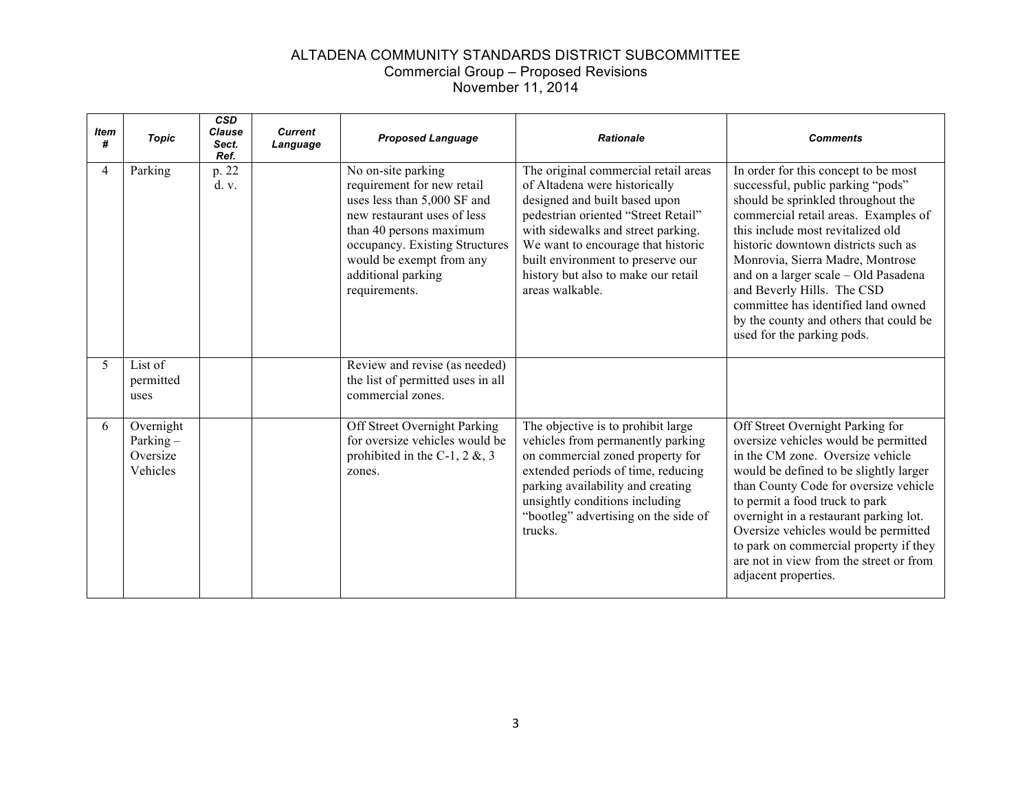ALTADENA COMMUNITY STANDARDS DISTRICT SUBCOMMITTEE
Commercial Group – Proposed Revisions
November 11, 2014

| Item # | Topic | CSD Clause Sect. Ref. | Current Language | Proposed Language | Rationale | Comments |
|---|---|---|---|---|---|---|
| 4 | Parking | p. 22 d. v. | | No on-site parking requirement for new retail uses less than 5,000 SF and new restaurant uses of less than 40 persons maximum occupancy. Existing Structures would be exempt from any additional parking requirements. | The original commercial retail areas of Altadena were historically designed and built based upon pedestrian oriented "Street Retail" with sidewalks and street parking. We want to encourage that historic built environment to preserve our history but also to make our retail areas walkable. | In order for this concept to be most successful, public parking "pods" should be sprinkled throughout the commercial retail areas. Examples of this include most revitalized old historic downtown districts such as Monrovia, Sierra Madre, Montrose and on a larger scale – Old Pasadena and Beverly Hills. The CSD committee has identified land owned by the county and others that could be used for the parking pods. |
| 5 | List of permitted uses | | | Review and revise (as needed) the list of permitted uses in all commercial zones. | | |
| 6 | Overnight Parking – Oversize Vehicles | | | Off Street Overnight Parking for oversize vehicles would be prohibited in the C-1, 2 &, 3 zones. | The objective is to prohibit large vehicles from permanently parking on commercial zoned property for extended periods of time, reducing parking availability and creating unsightly conditions including "bootleg" advertising on the side of trucks. | Off Street Overnight Parking for oversize vehicles would be permitted in the CM zone. Oversize vehicle would be defined to be slightly larger than County Code for oversize vehicle to permit a food truck to park overnight in a restaurant parking lot. Oversize vehicles would be permitted to park on commercial property if they are not in view from the street or from adjacent properties. |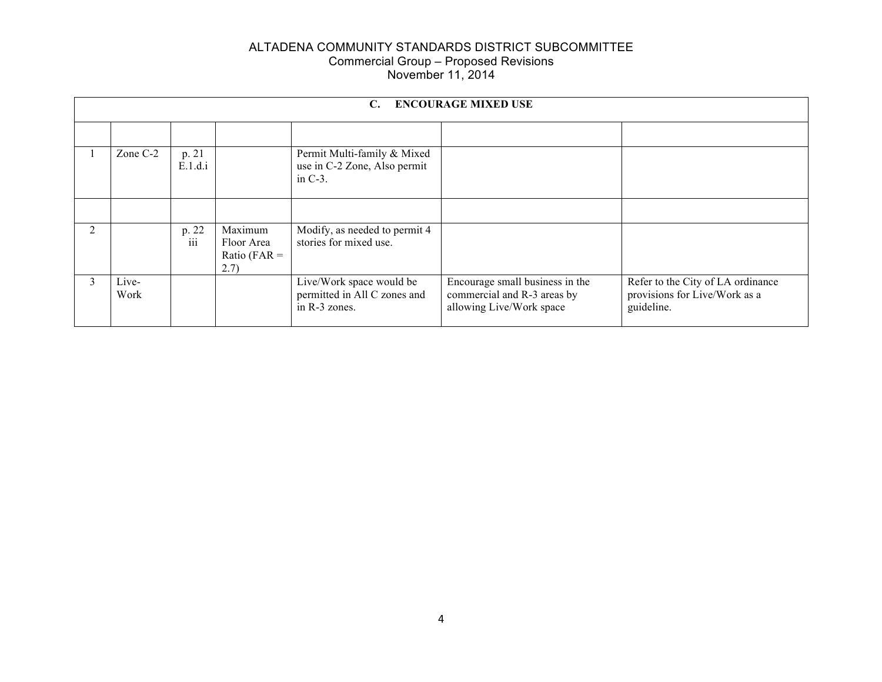ALTADENA COMMUNITY STANDARDS DISTRICT SUBCOMMITTEE
Commercial Group – Proposed Revisions
November 11, 2014

| **C. ENCOURAGE MIXED USE** | | | | | | |
|---|---|---|---|---|---|---|
| | | | | | | |
| 1 | Zone C-2 | p. 21 E.1.d.i | | Permit Multi-family & Mixed use in C-2 Zone, Also permit in C-3. | | |
| | | | | | | |
| 2 | | p. 22 iii | Maximum Floor Area Ratio (FAR = 2.7) | Modify, as needed to permit 4 stories for mixed use. | | |
| 3 | Live-Work | | | Live/Work space would be permitted in All C zones and in R-3 zones. | Encourage small business in the commercial and R-3 areas by allowing Live/Work space | Refer to the City of LA ordinance provisions for Live/Work as a guideline. |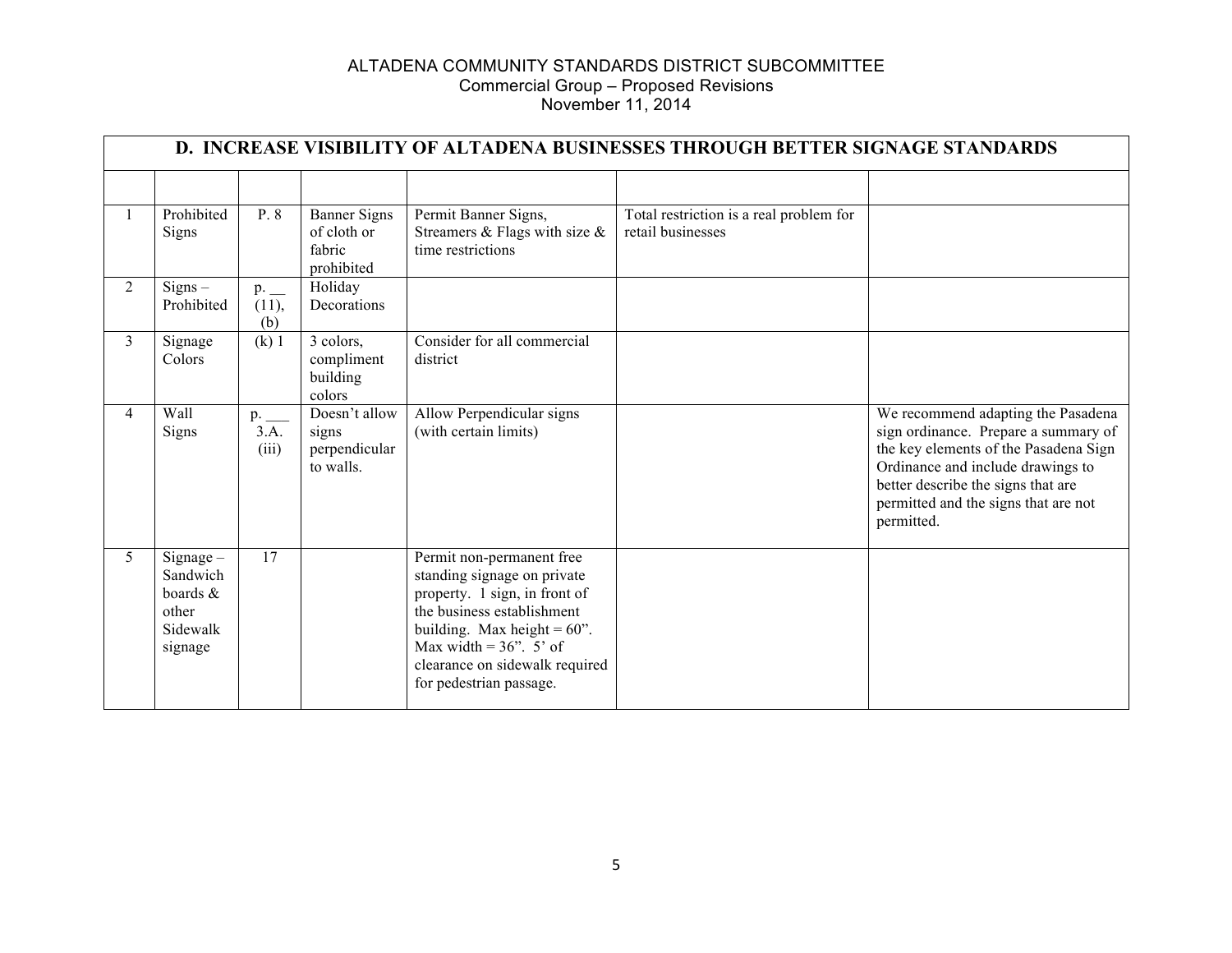ALTADENA COMMUNITY STANDARDS DISTRICT SUBCOMMITTEE
Commercial Group – Proposed Revisions
November 11, 2014

| D. INCREASE VISIBILITY OF ALTADENA BUSINESSES THROUGH BETTER SIGNAGE STANDARDS | | | | | | |
|---|---|---|---|---|---|---|
| | | | | | | |
| 1 | Prohibited Signs | P. 8 | Banner Signs of cloth or fabric prohibited | Permit Banner Signs, Streamers & Flags with size & time restrictions | Total restriction is a real problem for retail businesses | |
| 2 | Signs – Prohibited | p. __ (11), (b) | Holiday Decorations | | | |
| 3 | Signage Colors | (k) 1 | 3 colors, compliment building colors | Consider for all commercial district | | |
| 4 | Wall Signs | p. ___ 3.A. (iii) | Doesn't allow signs perpendicular to walls. | Allow Perpendicular signs (with certain limits) | | We recommend adapting the Pasadena sign ordinance. Prepare a summary of the key elements of the Pasadena Sign Ordinance and include drawings to better describe the signs that are permitted and the signs that are not permitted. |
| 5 | Signage – Sandwich boards & other Sidewalk signage | 17 | | Permit non-permanent free standing signage on private property. 1 sign, in front of the business establishment building. Max height = 60". Max width = 36". 5' of clearance on sidewalk required for pedestrian passage. | | |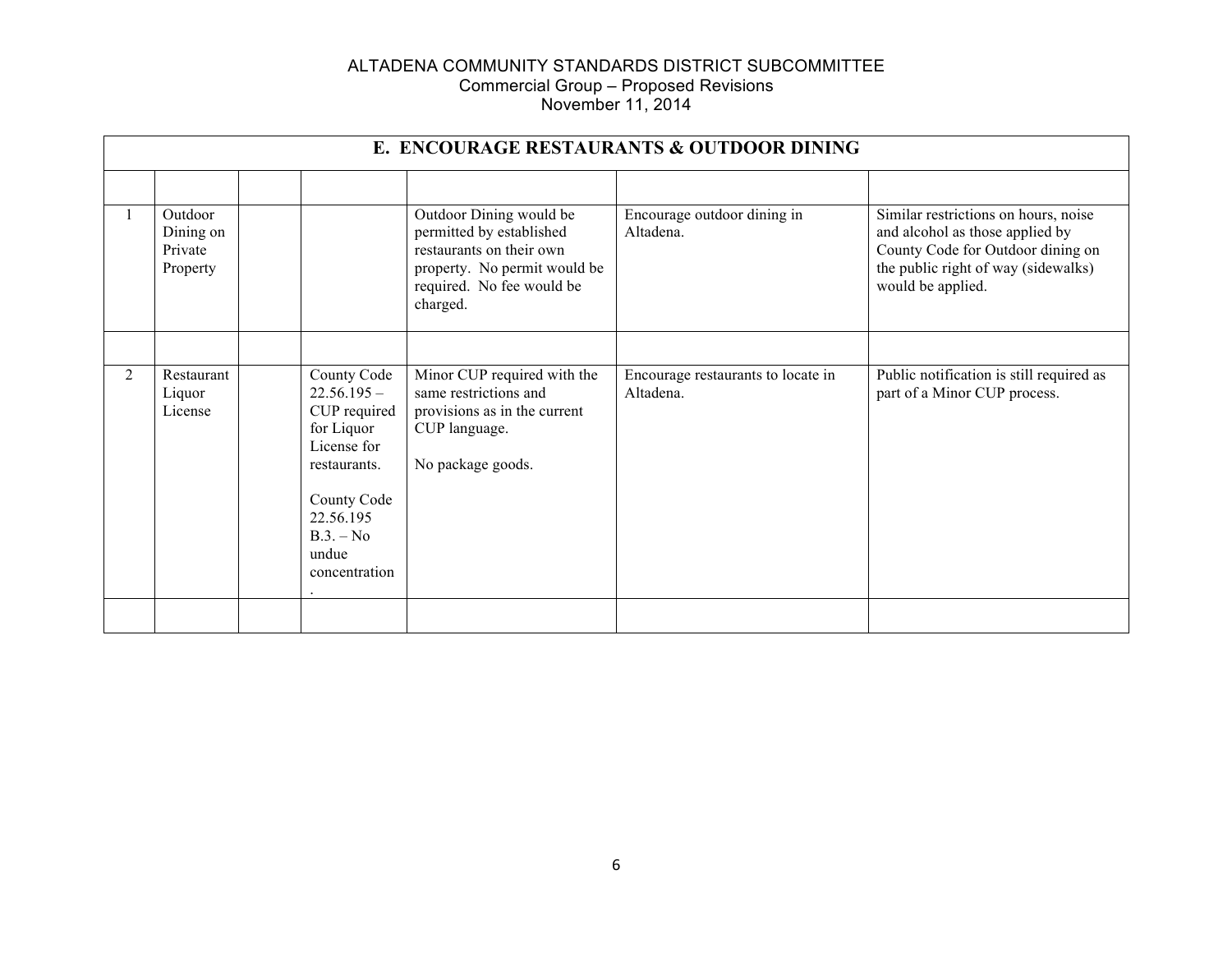ALTADENA COMMUNITY STANDARDS DISTRICT SUBCOMMITTEE
Commercial Group – Proposed Revisions
November 11, 2014

| E. ENCOURAGE RESTAURANTS & OUTDOOR DINING | | | | | | |
|---|---|---|---|---|---|---|
| | | | | | | |
| 1 | Outdoor Dining on Private Property | | | Outdoor Dining would be permitted by established restaurants on their own property. No permit would be required. No fee would be charged. | Encourage outdoor dining in Altadena. | Similar restrictions on hours, noise and alcohol as those applied by County Code for Outdoor dining on the public right of way (sidewalks) would be applied. |
| | | | | | | |
| 2 | Restaurant Liquor License | | County Code 22.56.195 – CUP required for Liquor License for restaurants.<br><br>County Code 22.56.195 B.3. – No undue concentration. | Minor CUP required with the same restrictions and provisions as in the current CUP language.<br><br>No package goods. | Encourage restaurants to locate in Altadena. | Public notification is still required as part of a Minor CUP process. |
| | | | | | | |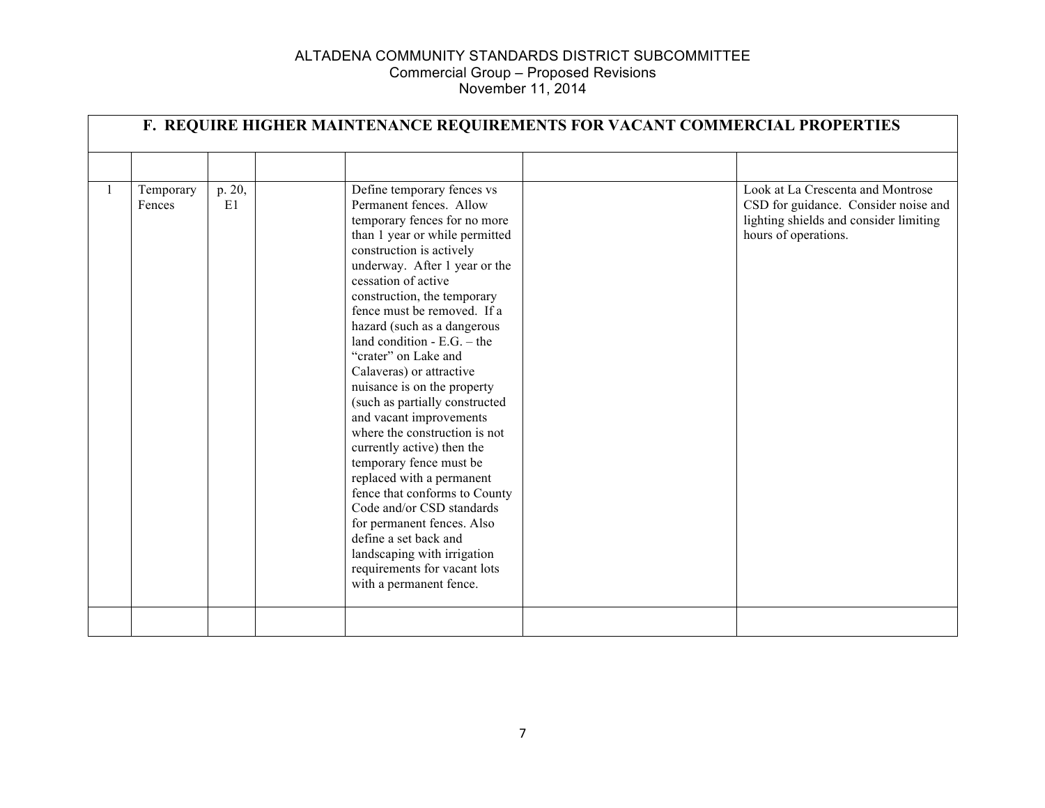# ALTADENA COMMUNITY STANDARDS DISTRICT SUBCOMMITTEE
## Commercial Group – Proposed Revisions
## November 11, 2014

| F. REQUIRE HIGHER MAINTENANCE REQUIREMENTS FOR VACANT COMMERCIAL PROPERTIES | | | | | | |
|---|---|---|---|---|---|---|
| | | | | | | |
| 1 | Temporary Fences | p. 20, E1 | | Define temporary fences vs Permanent fences. Allow temporary fences for no more than 1 year or while permitted construction is actively underway. After 1 year or the cessation of active construction, the temporary fence must be removed. If a hazard (such as a dangerous land condition - E.G. – the "crater" on Lake and Calaveras) or attractive nuisance is on the property (such as partially constructed and vacant improvements where the construction is not currently active) then the temporary fence must be replaced with a permanent fence that conforms to County Code and/or CSD standards for permanent fences. Also define a set back and landscaping with irrigation requirements for vacant lots with a permanent fence. | | Look at La Crescenta and Montrose CSD for guidance. Consider noise and lighting shields and consider limiting hours of operations. |
| | | | | | | |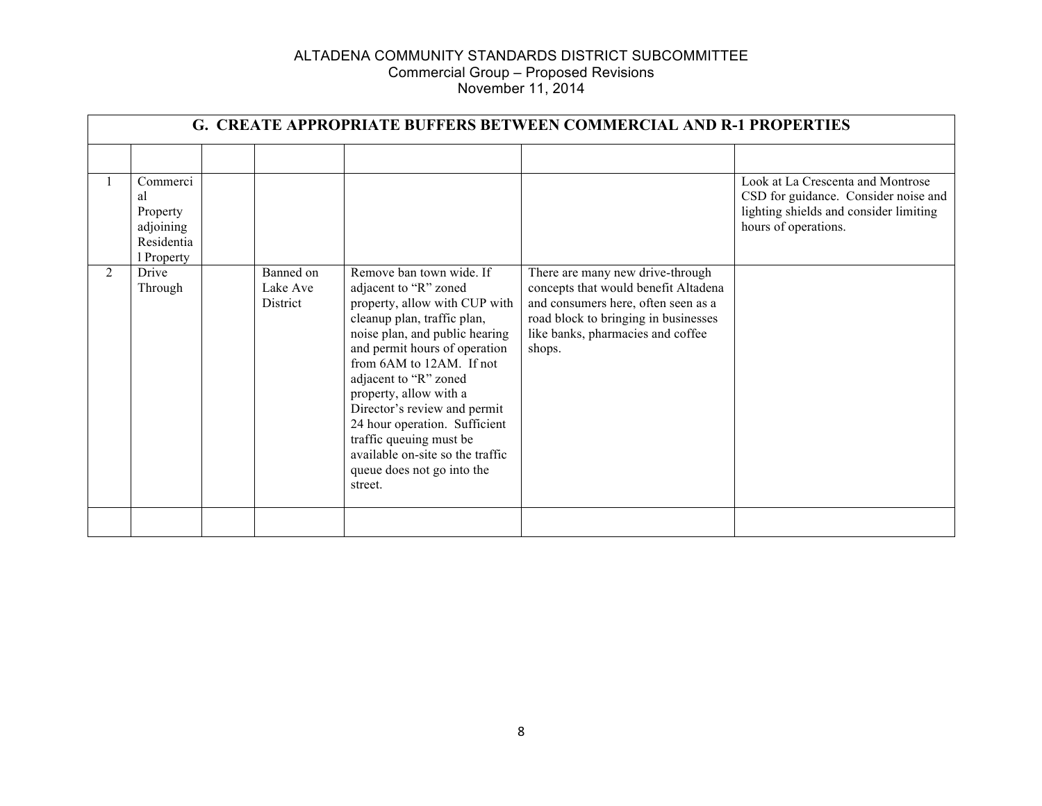ALTADENA COMMUNITY STANDARDS DISTRICT SUBCOMMITTEE
Commercial Group – Proposed Revisions
November 11, 2014

| G. CREATE APPROPRIATE BUFFERS BETWEEN COMMERCIAL AND R-1 PROPERTIES | | | | | | |
|---|---|---|---|---|---|---|
| | | | | | | |
| 1 | Commercial Property adjoining Residential Property | | | | | Look at La Crescenta and Montrose CSD for guidance. Consider noise and lighting shields and consider limiting hours of operations. |
| 2 | Drive Through | | Banned on Lake Ave District | Remove ban town wide. If adjacent to "R" zoned property, allow with CUP with cleanup plan, traffic plan, noise plan, and public hearing and permit hours of operation from 6AM to 12AM. If not adjacent to "R" zoned property, allow with a Director's review and permit 24 hour operation. Sufficient traffic queuing must be available on-site so the traffic queue does not go into the street. | There are many new drive-through concepts that would benefit Altadena and consumers here, often seen as a road block to bringing in businesses like banks, pharmacies and coffee shops. | |
| | | | | | | |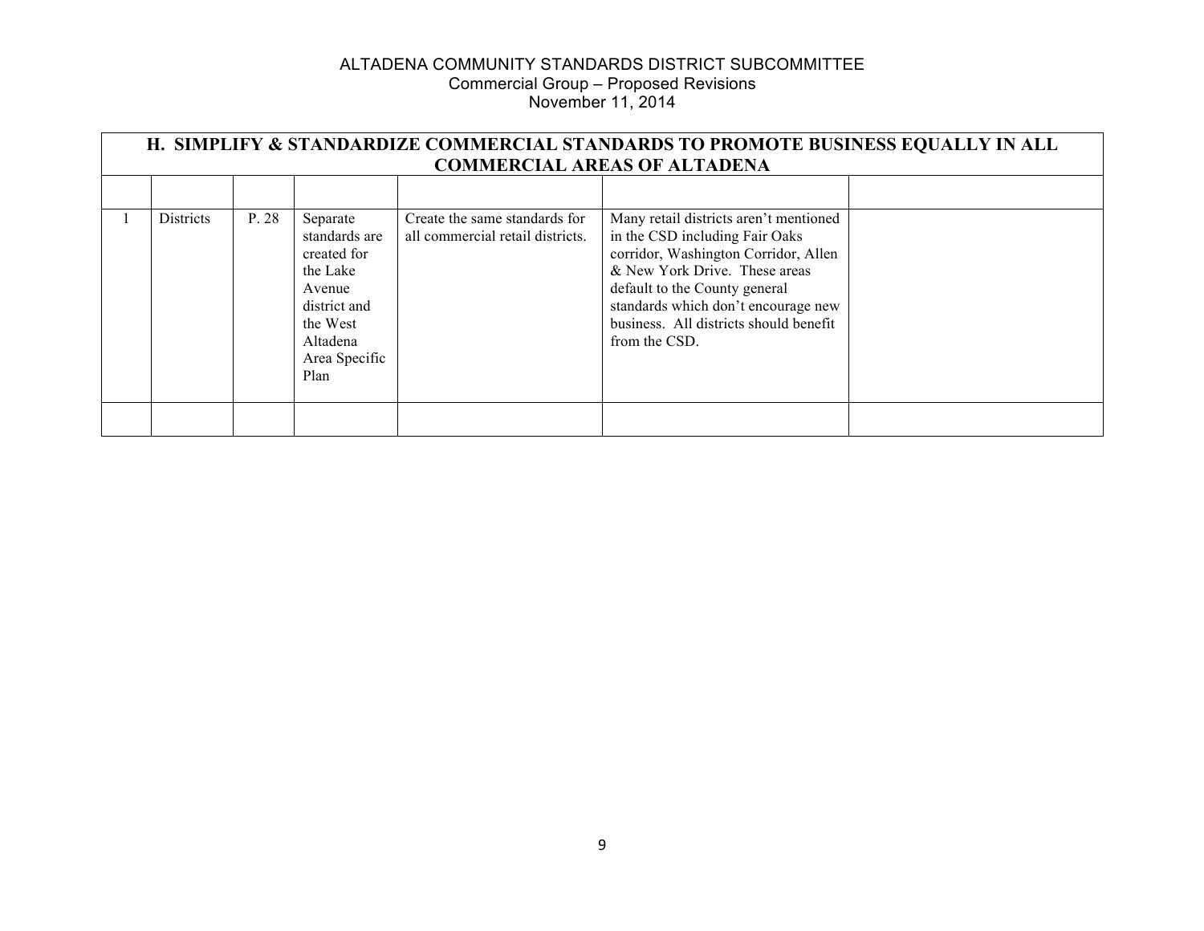ALTADENA COMMUNITY STANDARDS DISTRICT SUBCOMMITTEE
Commercial Group – Proposed Revisions
November 11, 2014

| H. SIMPLIFY & STANDARDIZE COMMERCIAL STANDARDS TO PROMOTE BUSINESS EQUALLY IN ALL COMMERCIAL AREAS OF ALTADENA | | | | | | |
|---|---|---|---|---|---|---|
| | | | | | | |
| 1 | Districts | P. 28 | Separate standards are created for the Lake Avenue district and the West Altadena Area Specific Plan | Create the same standards for all commercial retail districts. | Many retail districts aren't mentioned in the CSD including Fair Oaks corridor, Washington Corridor, Allen & New York Drive. These areas default to the County general standards which don't encourage new business. All districts should benefit from the CSD. | |
| | | | | | | |